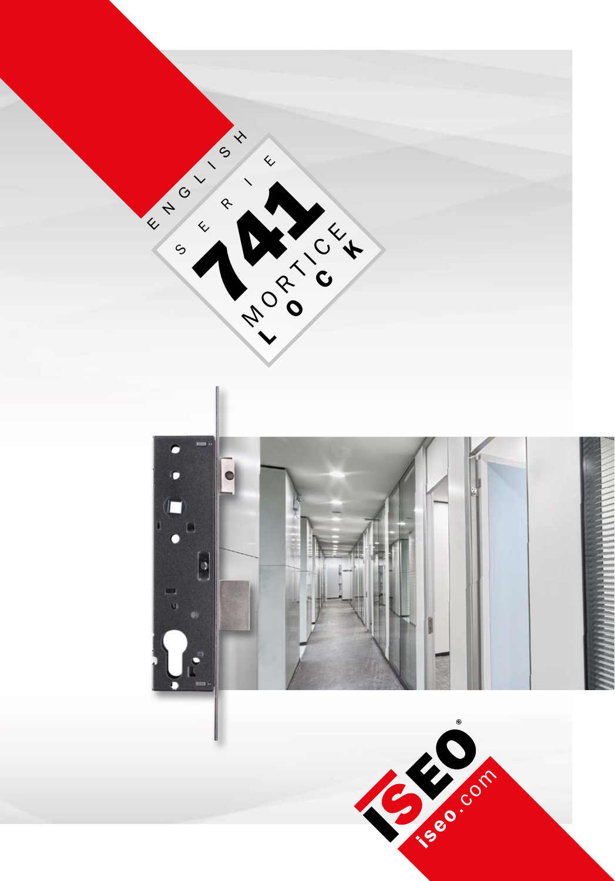ENGLISH

# SERIE 741 MORTICE LOCK

ISEO®

iseo.com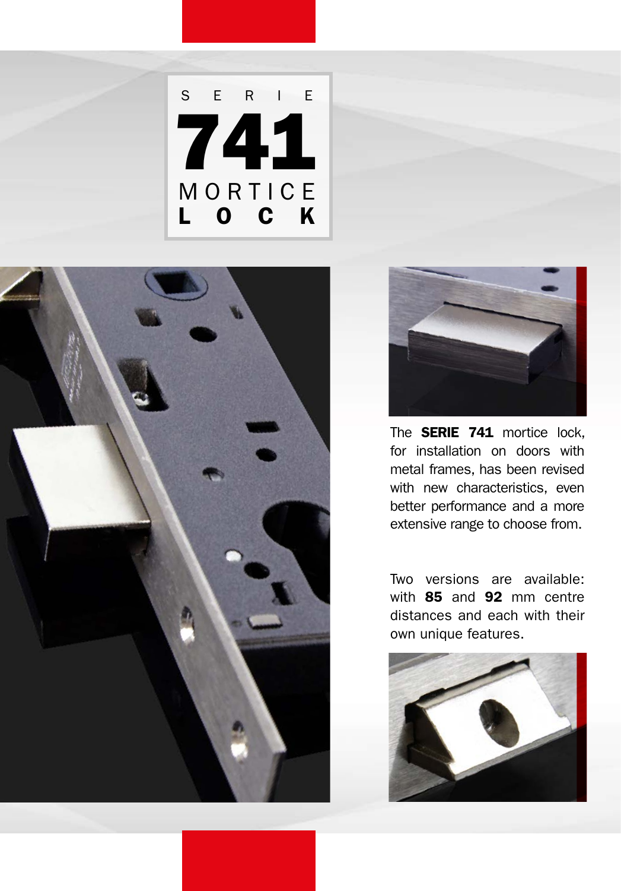# SERIE 741 MORTICE LOCK

The **SERIE 741** mortice lock, for installation on doors with metal frames, has been revised with new characteristics, even better performance and a more extensive range to choose from.

Two versions are available: with **85** and **92** mm centre distances and each with their own unique features.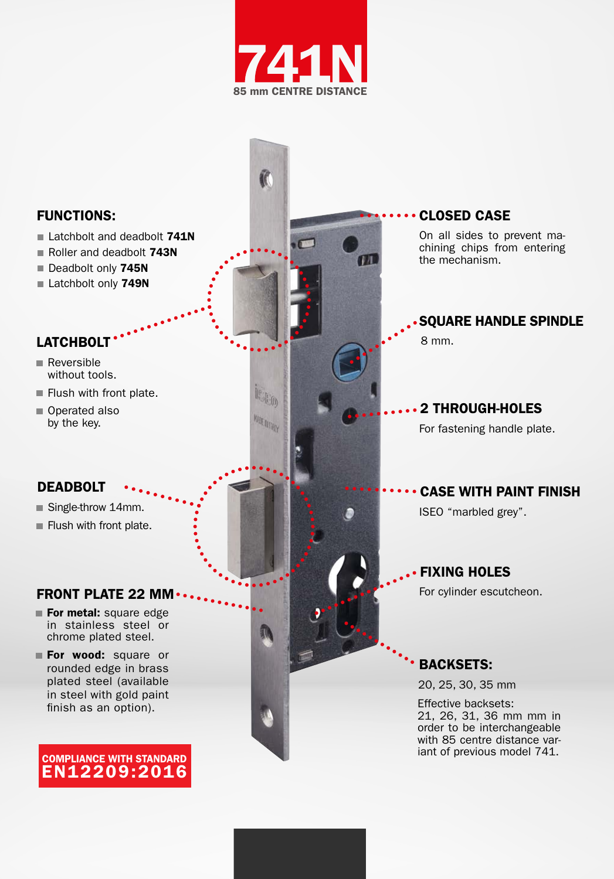# 741N

85 mm CENTRE DISTANCE

## FUNCTIONS:

- Latchbolt and deadbolt **741N**
- Roller and deadbolt **743N**
- Deadbolt only **745N**
- Latchbolt only **749N**

## LATCHBOLT

- Reversible without tools.
- Flush with front plate.
- Operated also by the key.

## DEADBOLT

- Single-throw 14mm.
- Flush with front plate.

## FRONT PLATE 22 MM

- **For metal:** square edge in stainless steel or chrome plated steel.
- **For wood:** square or rounded edge in brass plated steel (available in steel with gold paint finish as an option).

**COMPLIANCE WITH STANDARD EN12209:2016**

## CLOSED CASE

On all sides to prevent machining chips from entering the mechanism.

## SQUARE HANDLE SPINDLE

8 mm.

## 2 THROUGH-HOLES

For fastening handle plate.

## CASE WITH PAINT FINISH

ISEO “marbled grey”.

## FIXING HOLES

For cylinder escutcheon.

## BACKSETS:

20, 25, 30, 35 mm

Effective backsets:
21, 26, 31, 36 mm mm in order to be interchangeable with 85 centre distance variant of previous model 741.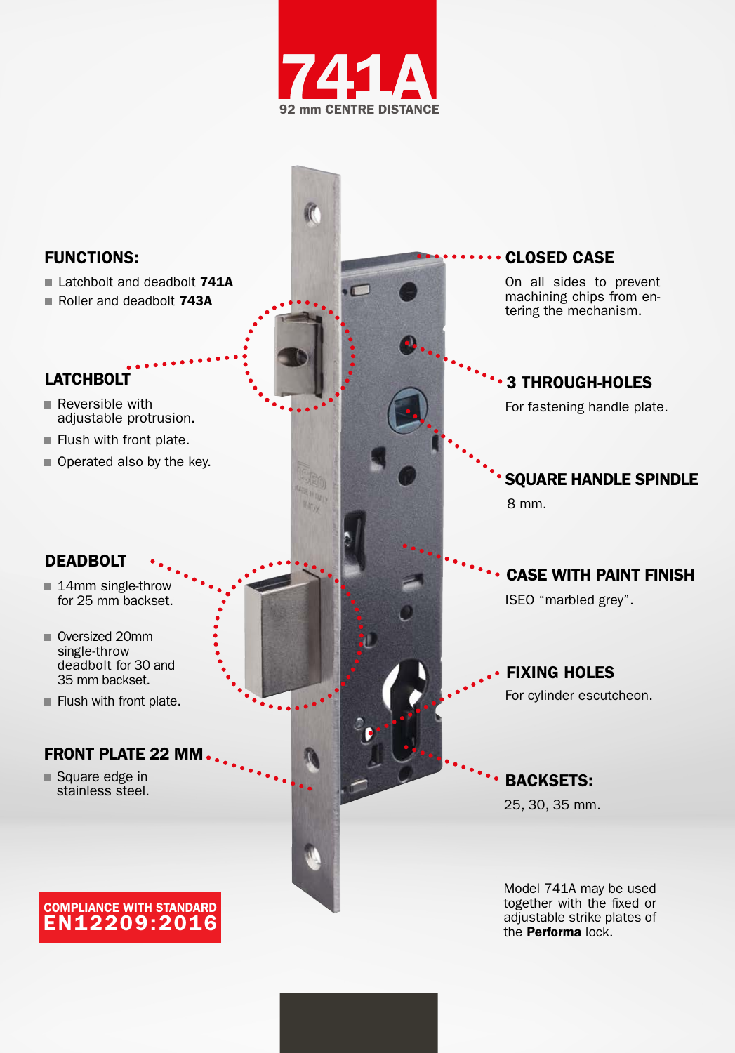# 741A

92 mm CENTRE DISTANCE

## FUNCTIONS:

- Latchbolt and deadbolt **741A**
- Roller and deadbolt **743A**

## LATCHBOLT

- Reversible with adjustable protrusion.
- Flush with front plate.
- Operated also by the key.

## DEADBOLT

- 14mm single-throw for 25 mm backset.
- Oversized 20mm single-throw deadbolt for 30 and 35 mm backset.
- Flush with front plate.

## FRONT PLATE 22 MM

- Square edge in stainless steel.

## CLOSED CASE

On all sides to prevent machining chips from entering the mechanism.

## 3 THROUGH-HOLES

For fastening handle plate.

## SQUARE HANDLE SPINDLE

8 mm.

## CASE WITH PAINT FINISH

ISEO "marbled grey".

## FIXING HOLES

For cylinder escutcheon.

## BACKSETS:

25, 30, 35 mm.

Model 741A may be used together with the fixed or adjustable strike plates of the **Performa** lock.

**COMPLIANCE WITH STANDARD EN12209:2016**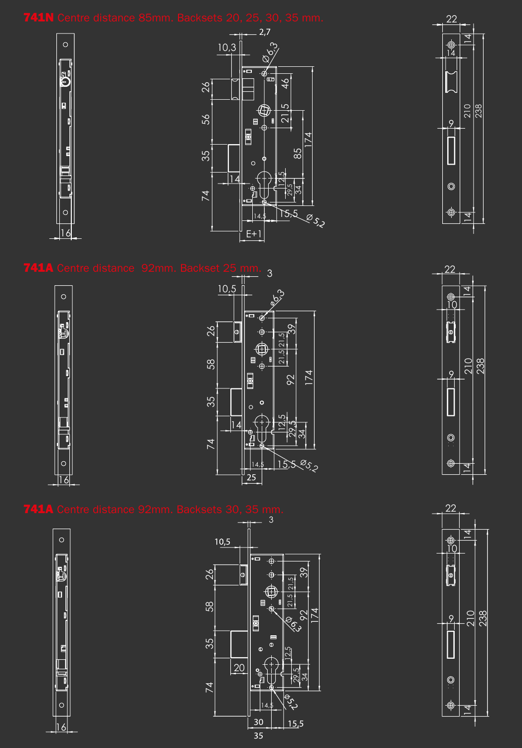**741N** Centre distance 85mm. Backsets 20, 25, 30, 35 mm.

**741A** Centre distance 92mm. Backset 25 mm.

**741A** Centre distance 92mm. Backsets 30, 35 mm.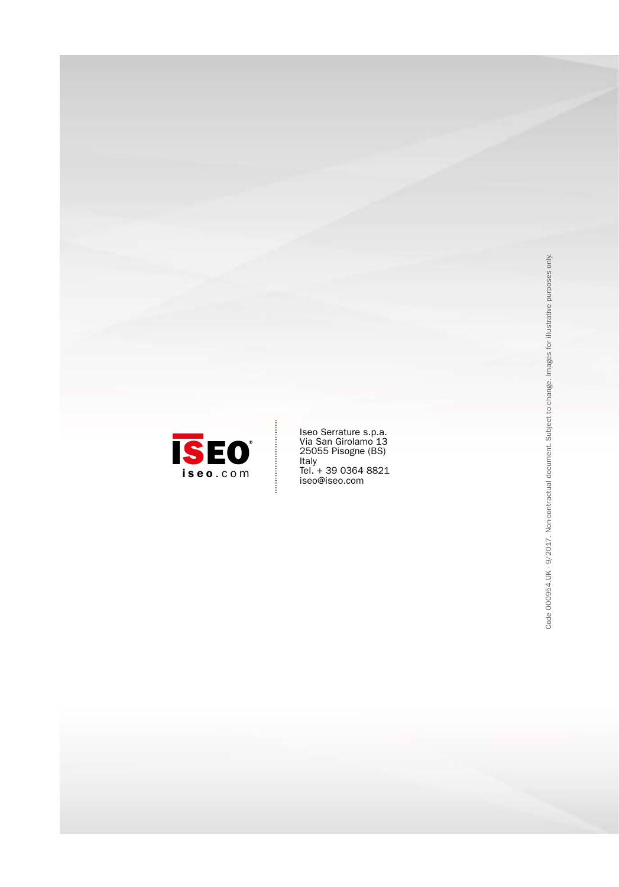ISEO

iseo.com

Iseo Serrature s.p.a.
Via San Girolamo 13
25055 Pisogne (BS)
Italy
Tel. + 39 0364 8821
iseo@iseo.com

Code 000954.UK - 9/2017. Non-contractual document. Subject to change. Images for illustrative purposes only.